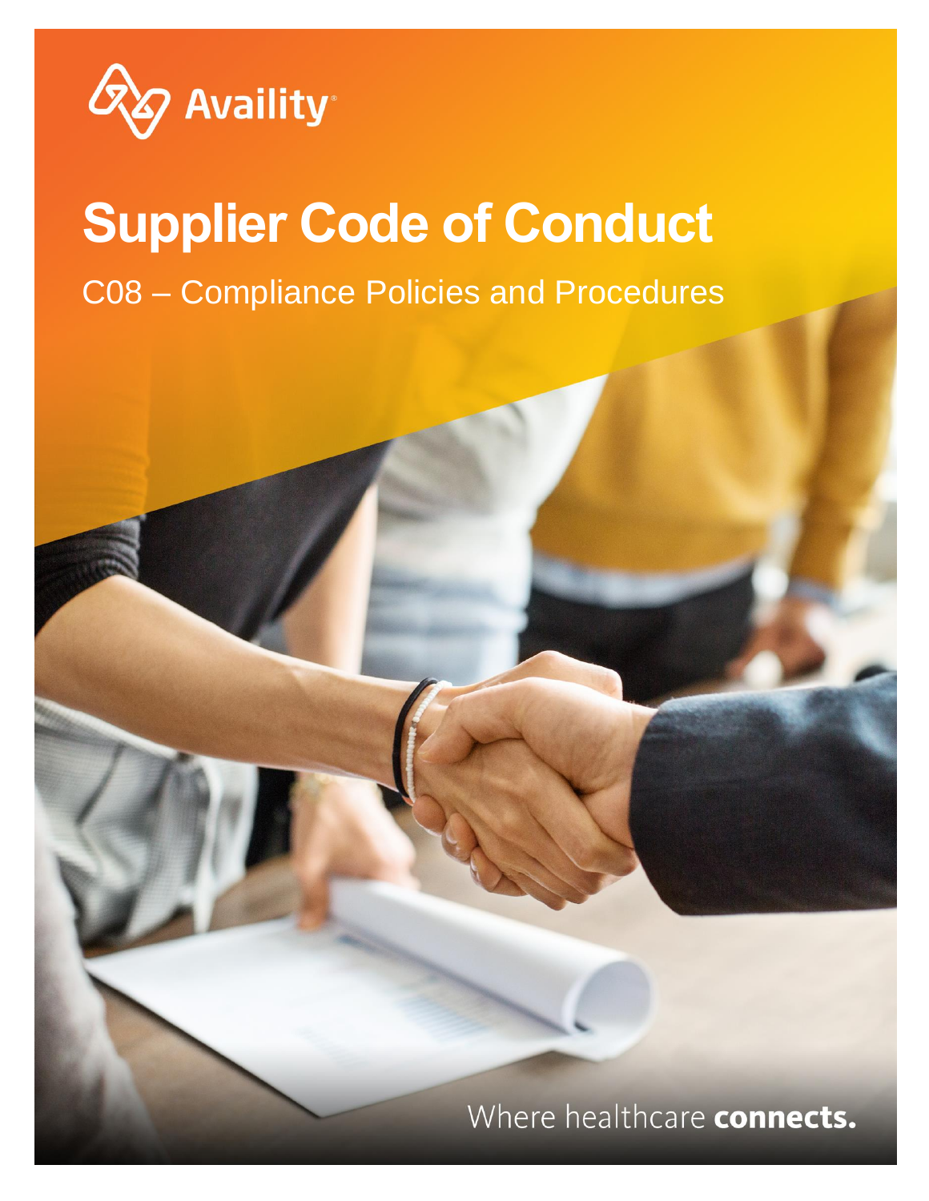Availity

# Supplier Code of Conduct

C08 – Compliance Policies and Procedures

Where healthcare **connects.**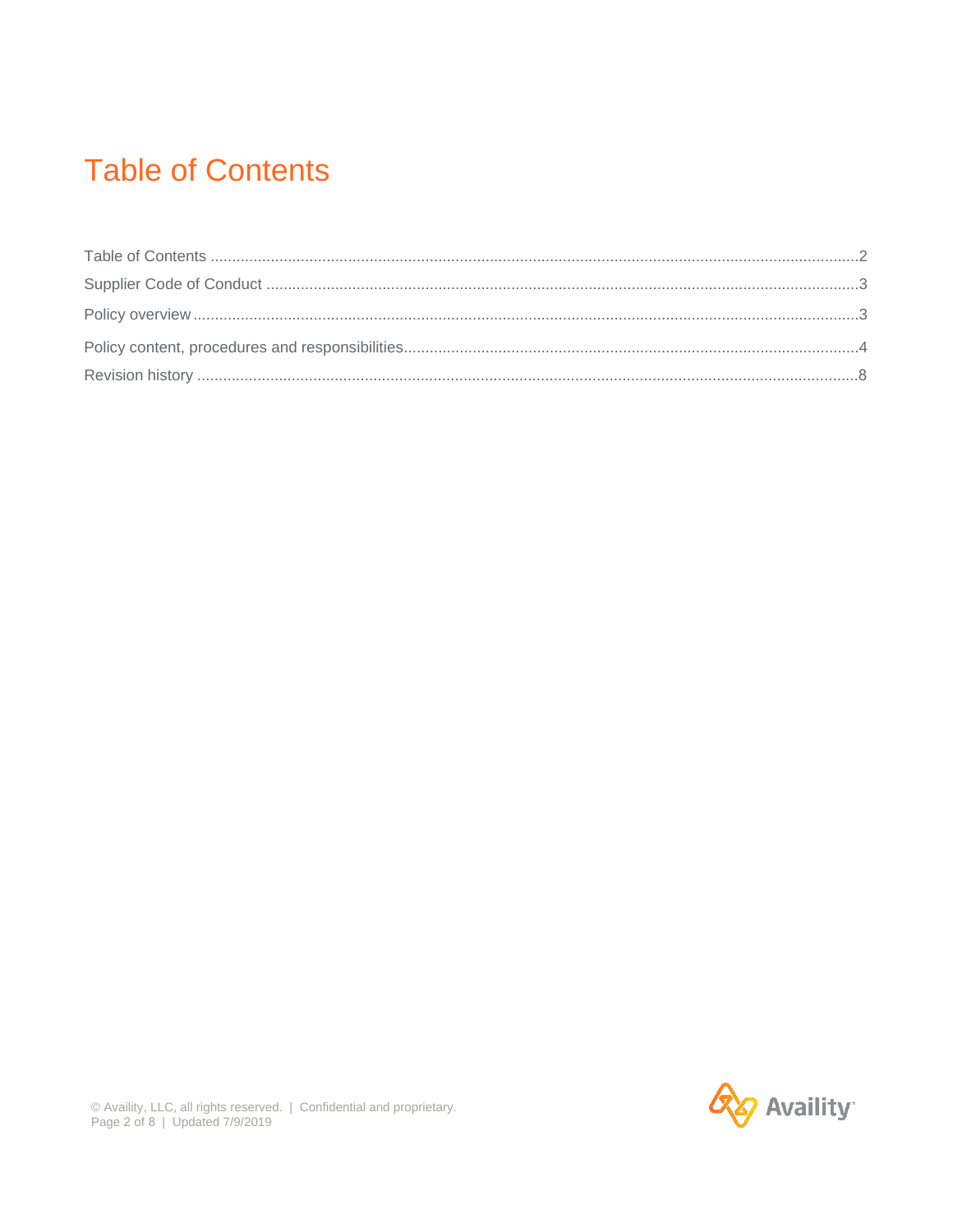# Table of Contents

Table of Contents ........................................................................................................................................2
Supplier Code of Conduct ............................................................................................................................3
Policy overview.............................................................................................................................................3
Policy content, procedures and responsibilities...........................................................................................4
Revision history ............................................................................................................................................8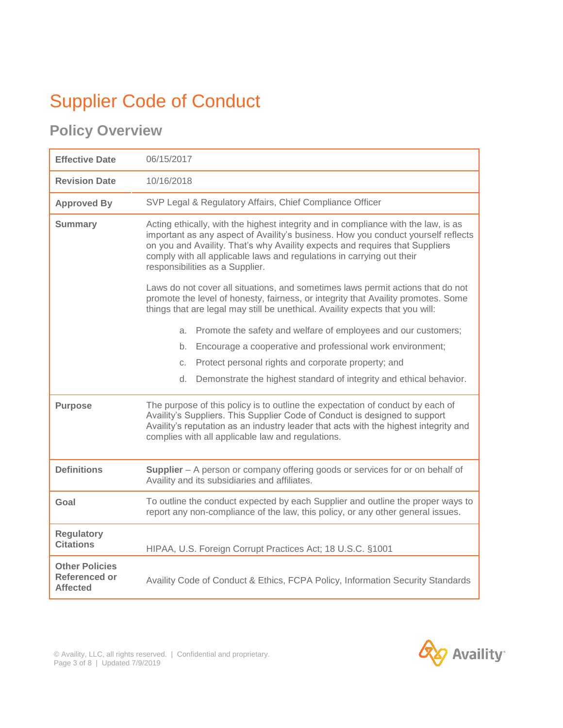# Supplier Code of Conduct

## Policy Overview

| | |
|---|---|
| **Effective Date** | 06/15/2017 |
| **Revision Date** | 10/16/2018 |
| **Approved By** | SVP Legal & Regulatory Affairs, Chief Compliance Officer |
| **Summary** | Acting ethically, with the highest integrity and in compliance with the law, is as important as any aspect of Availity's business. How you conduct yourself reflects on you and Availity. That's why Availity expects and requires that Suppliers comply with all applicable laws and regulations in carrying out their responsibilities as a Supplier.<br><br>Laws do not cover all situations, and sometimes laws permit actions that do not promote the level of honesty, fairness, or integrity that Availity promotes. Some things that are legal may still be unethical. Availity expects that you will:<br><br>a. Promote the safety and welfare of employees and our customers;<br>b. Encourage a cooperative and professional work environment;<br>c. Protect personal rights and corporate property; and<br>d. Demonstrate the highest standard of integrity and ethical behavior. |
| **Purpose** | The purpose of this policy is to outline the expectation of conduct by each of Availity's Suppliers. This Supplier Code of Conduct is designed to support Availity's reputation as an industry leader that acts with the highest integrity and complies with all applicable law and regulations. |
| **Definitions** | **Supplier** – A person or company offering goods or services for or on behalf of Availity and its subsidiaries and affiliates. |
| **Goal** | To outline the conduct expected by each Supplier and outline the proper ways to report any non-compliance of the law, this policy, or any other general issues. |
| **Regulatory Citations** | HIPAA, U.S. Foreign Corrupt Practices Act; 18 U.S.C. §1001 |
| **Other Policies Referenced or Affected** | Availity Code of Conduct & Ethics, FCPA Policy, Information Security Standards |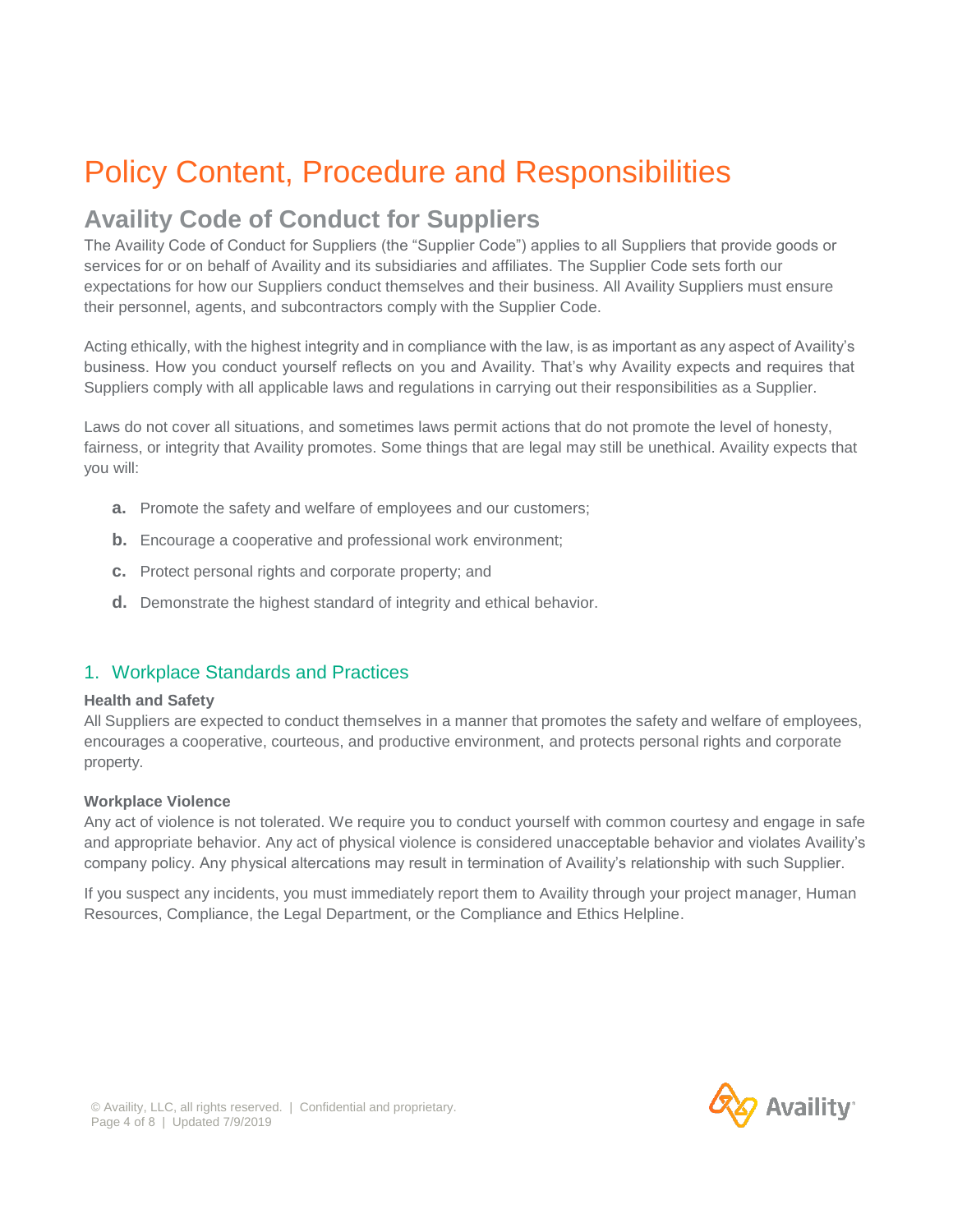# Policy Content, Procedure and Responsibilities

## Availity Code of Conduct for Suppliers

The Availity Code of Conduct for Suppliers (the "Supplier Code") applies to all Suppliers that provide goods or services for or on behalf of Availity and its subsidiaries and affiliates. The Supplier Code sets forth our expectations for how our Suppliers conduct themselves and their business. All Availity Suppliers must ensure their personnel, agents, and subcontractors comply with the Supplier Code.

Acting ethically, with the highest integrity and in compliance with the law, is as important as any aspect of Availity's business. How you conduct yourself reflects on you and Availity. That's why Availity expects and requires that Suppliers comply with all applicable laws and regulations in carrying out their responsibilities as a Supplier.

Laws do not cover all situations, and sometimes laws permit actions that do not promote the level of honesty, fairness, or integrity that Availity promotes. Some things that are legal may still be unethical. Availity expects that you will:

- **a.** Promote the safety and welfare of employees and our customers;
- **b.** Encourage a cooperative and professional work environment;
- **c.** Protect personal rights and corporate property; and
- **d.** Demonstrate the highest standard of integrity and ethical behavior.

### 1. Workplace Standards and Practices

**Health and Safety**

All Suppliers are expected to conduct themselves in a manner that promotes the safety and welfare of employees, encourages a cooperative, courteous, and productive environment, and protects personal rights and corporate property.

**Workplace Violence**

Any act of violence is not tolerated. We require you to conduct yourself with common courtesy and engage in safe and appropriate behavior. Any act of physical violence is considered unacceptable behavior and violates Availity's company policy. Any physical altercations may result in termination of Availity's relationship with such Supplier.

If you suspect any incidents, you must immediately report them to Availity through your project manager, Human Resources, Compliance, the Legal Department, or the Compliance and Ethics Helpline.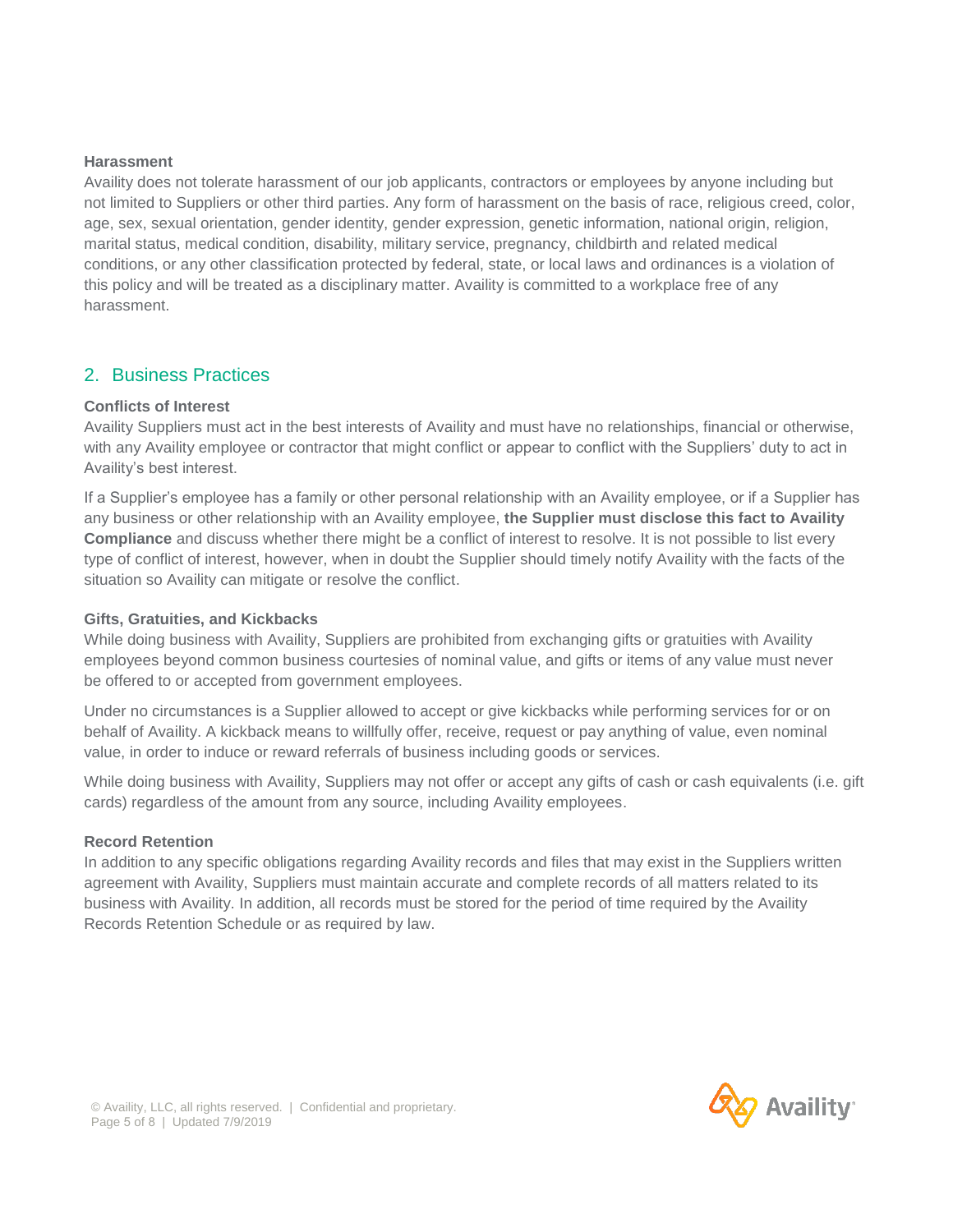### Harassment

Availity does not tolerate harassment of our job applicants, contractors or employees by anyone including but not limited to Suppliers or other third parties. Any form of harassment on the basis of race, religious creed, color, age, sex, sexual orientation, gender identity, gender expression, genetic information, national origin, religion, marital status, medical condition, disability, military service, pregnancy, childbirth and related medical conditions, or any other classification protected by federal, state, or local laws and ordinances is a violation of this policy and will be treated as a disciplinary matter. Availity is committed to a workplace free of any harassment.

## 2. Business Practices

### Conflicts of Interest

Availity Suppliers must act in the best interests of Availity and must have no relationships, financial or otherwise, with any Availity employee or contractor that might conflict or appear to conflict with the Suppliers' duty to act in Availity's best interest.

If a Supplier's employee has a family or other personal relationship with an Availity employee, or if a Supplier has any business or other relationship with an Availity employee, **the Supplier must disclose this fact to Availity Compliance** and discuss whether there might be a conflict of interest to resolve. It is not possible to list every type of conflict of interest, however, when in doubt the Supplier should timely notify Availity with the facts of the situation so Availity can mitigate or resolve the conflict.

### Gifts, Gratuities, and Kickbacks

While doing business with Availity, Suppliers are prohibited from exchanging gifts or gratuities with Availity employees beyond common business courtesies of nominal value, and gifts or items of any value must never be offered to or accepted from government employees.

Under no circumstances is a Supplier allowed to accept or give kickbacks while performing services for or on behalf of Availity. A kickback means to willfully offer, receive, request or pay anything of value, even nominal value, in order to induce or reward referrals of business including goods or services.

While doing business with Availity, Suppliers may not offer or accept any gifts of cash or cash equivalents (i.e. gift cards) regardless of the amount from any source, including Availity employees.

### Record Retention

In addition to any specific obligations regarding Availity records and files that may exist in the Suppliers written agreement with Availity, Suppliers must maintain accurate and complete records of all matters related to its business with Availity. In addition, all records must be stored for the period of time required by the Availity Records Retention Schedule or as required by law.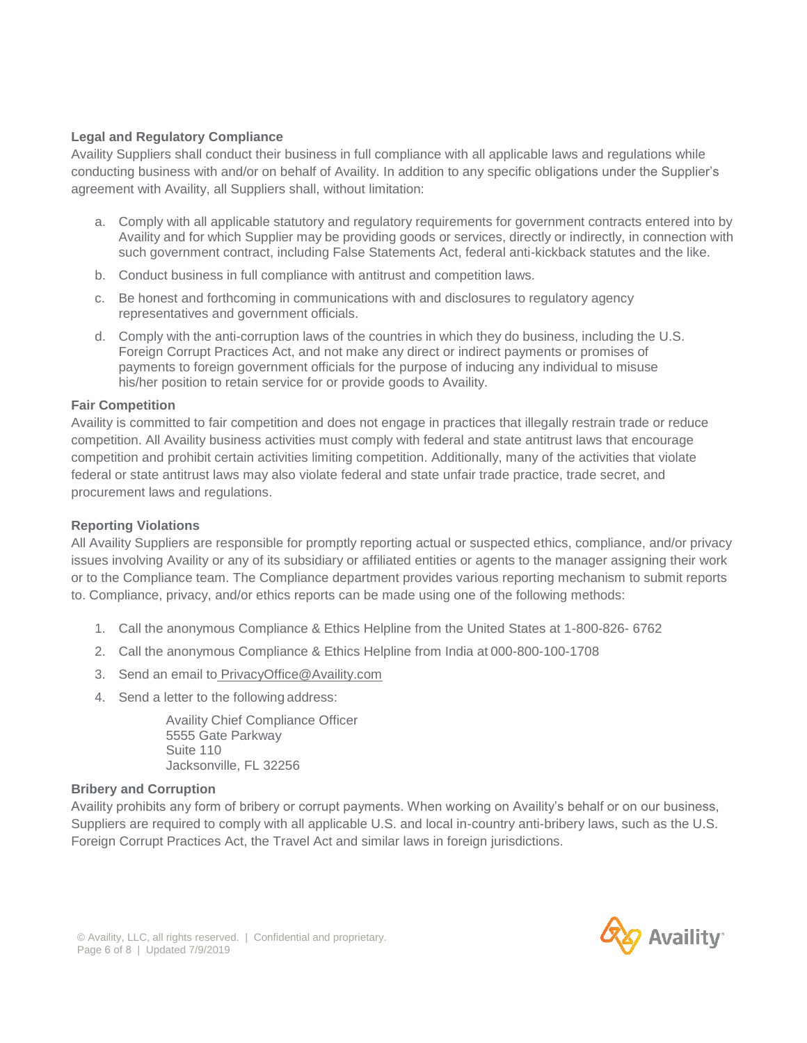**Legal and Regulatory Compliance**

Availity Suppliers shall conduct their business in full compliance with all applicable laws and regulations while conducting business with and/or on behalf of Availity. In addition to any specific obligations under the Supplier's agreement with Availity, all Suppliers shall, without limitation:

a. Comply with all applicable statutory and regulatory requirements for government contracts entered into by Availity and for which Supplier may be providing goods or services, directly or indirectly, in connection with such government contract, including False Statements Act, federal anti-kickback statutes and the like.

b. Conduct business in full compliance with antitrust and competition laws.

c. Be honest and forthcoming in communications with and disclosures to regulatory agency representatives and government officials.

d. Comply with the anti-corruption laws of the countries in which they do business, including the U.S. Foreign Corrupt Practices Act, and not make any direct or indirect payments or promises of payments to foreign government officials for the purpose of inducing any individual to misuse his/her position to retain service for or provide goods to Availity.

**Fair Competition**

Availity is committed to fair competition and does not engage in practices that illegally restrain trade or reduce competition. All Availity business activities must comply with federal and state antitrust laws that encourage competition and prohibit certain activities limiting competition. Additionally, many of the activities that violate federal or state antitrust laws may also violate federal and state unfair trade practice, trade secret, and procurement laws and regulations.

**Reporting Violations**

All Availity Suppliers are responsible for promptly reporting actual or suspected ethics, compliance, and/or privacy issues involving Availity or any of its subsidiary or affiliated entities or agents to the manager assigning their work or to the Compliance team. The Compliance department provides various reporting mechanism to submit reports to. Compliance, privacy, and/or ethics reports can be made using one of the following methods:

1. Call the anonymous Compliance & Ethics Helpline from the United States at 1-800-826- 6762
2. Call the anonymous Compliance & Ethics Helpline from India at 000-800-100-1708
3. Send an email to PrivacyOffice@Availity.com
4. Send a letter to the following address:

   Availity Chief Compliance Officer
   5555 Gate Parkway
   Suite 110
   Jacksonville, FL 32256

**Bribery and Corruption**

Availity prohibits any form of bribery or corrupt payments. When working on Availity's behalf or on our business, Suppliers are required to comply with all applicable U.S. and local in-country anti-bribery laws, such as the U.S. Foreign Corrupt Practices Act, the Travel Act and similar laws in foreign jurisdictions.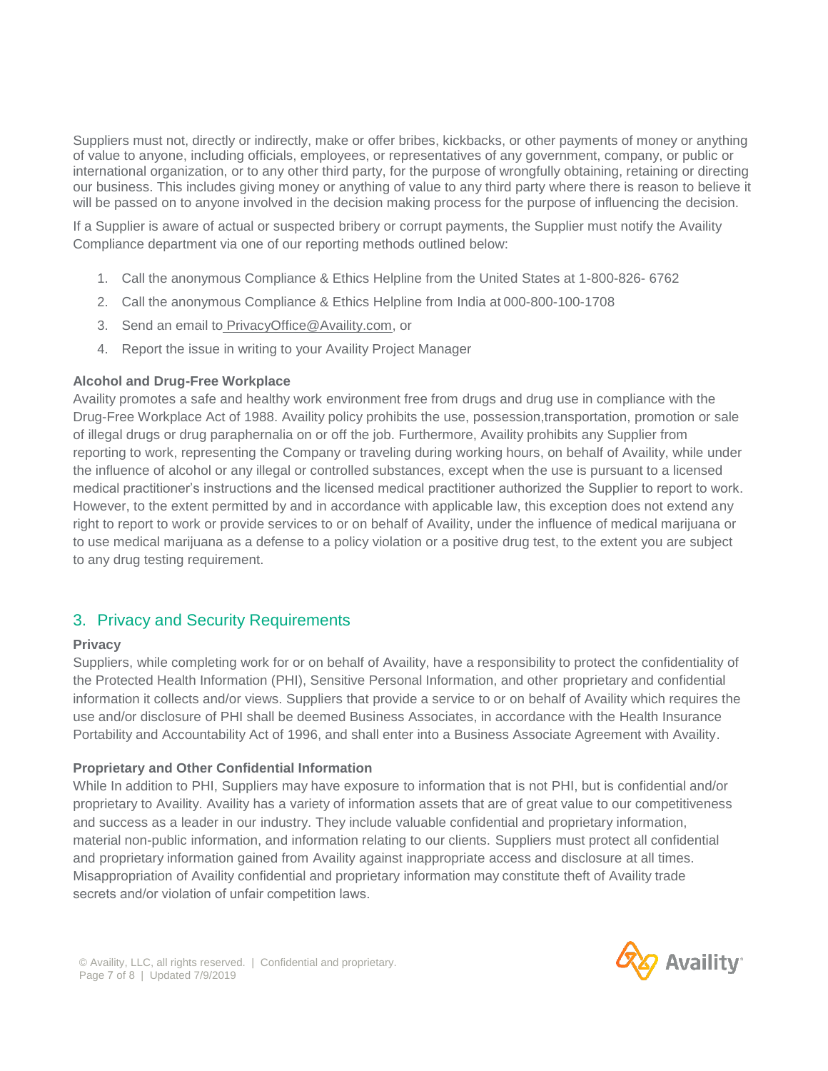Suppliers must not, directly or indirectly, make or offer bribes, kickbacks, or other payments of money or anything of value to anyone, including officials, employees, or representatives of any government, company, or public or international organization, or to any other third party, for the purpose of wrongfully obtaining, retaining or directing our business. This includes giving money or anything of value to any third party where there is reason to believe it will be passed on to anyone involved in the decision making process for the purpose of influencing the decision.

If a Supplier is aware of actual or suspected bribery or corrupt payments, the Supplier must notify the Availity Compliance department via one of our reporting methods outlined below:

1. Call the anonymous Compliance & Ethics Helpline from the United States at 1-800-826- 6762
2. Call the anonymous Compliance & Ethics Helpline from India at 000-800-100-1708
3. Send an email to PrivacyOffice@Availity.com, or
4. Report the issue in writing to your Availity Project Manager

**Alcohol and Drug-Free Workplace**

Availity promotes a safe and healthy work environment free from drugs and drug use in compliance with the Drug-Free Workplace Act of 1988. Availity policy prohibits the use, possession,transportation, promotion or sale of illegal drugs or drug paraphernalia on or off the job. Furthermore, Availity prohibits any Supplier from reporting to work, representing the Company or traveling during working hours, on behalf of Availity, while under the influence of alcohol or any illegal or controlled substances, except when the use is pursuant to a licensed medical practitioner's instructions and the licensed medical practitioner authorized the Supplier to report to work. However, to the extent permitted by and in accordance with applicable law, this exception does not extend any right to report to work or provide services to or on behalf of Availity, under the influence of medical marijuana or to use medical marijuana as a defense to a policy violation or a positive drug test, to the extent you are subject to any drug testing requirement.

## 3. Privacy and Security Requirements

**Privacy**

Suppliers, while completing work for or on behalf of Availity, have a responsibility to protect the confidentiality of the Protected Health Information (PHI), Sensitive Personal Information, and other proprietary and confidential information it collects and/or views. Suppliers that provide a service to or on behalf of Availity which requires the use and/or disclosure of PHI shall be deemed Business Associates, in accordance with the Health Insurance Portability and Accountability Act of 1996, and shall enter into a Business Associate Agreement with Availity.

**Proprietary and Other Confidential Information**

While In addition to PHI, Suppliers may have exposure to information that is not PHI, but is confidential and/or proprietary to Availity. Availity has a variety of information assets that are of great value to our competitiveness and success as a leader in our industry. They include valuable confidential and proprietary information, material non-public information, and information relating to our clients. Suppliers must protect all confidential and proprietary information gained from Availity against inappropriate access and disclosure at all times. Misappropriation of Availity confidential and proprietary information may constitute theft of Availity trade secrets and/or violation of unfair competition laws.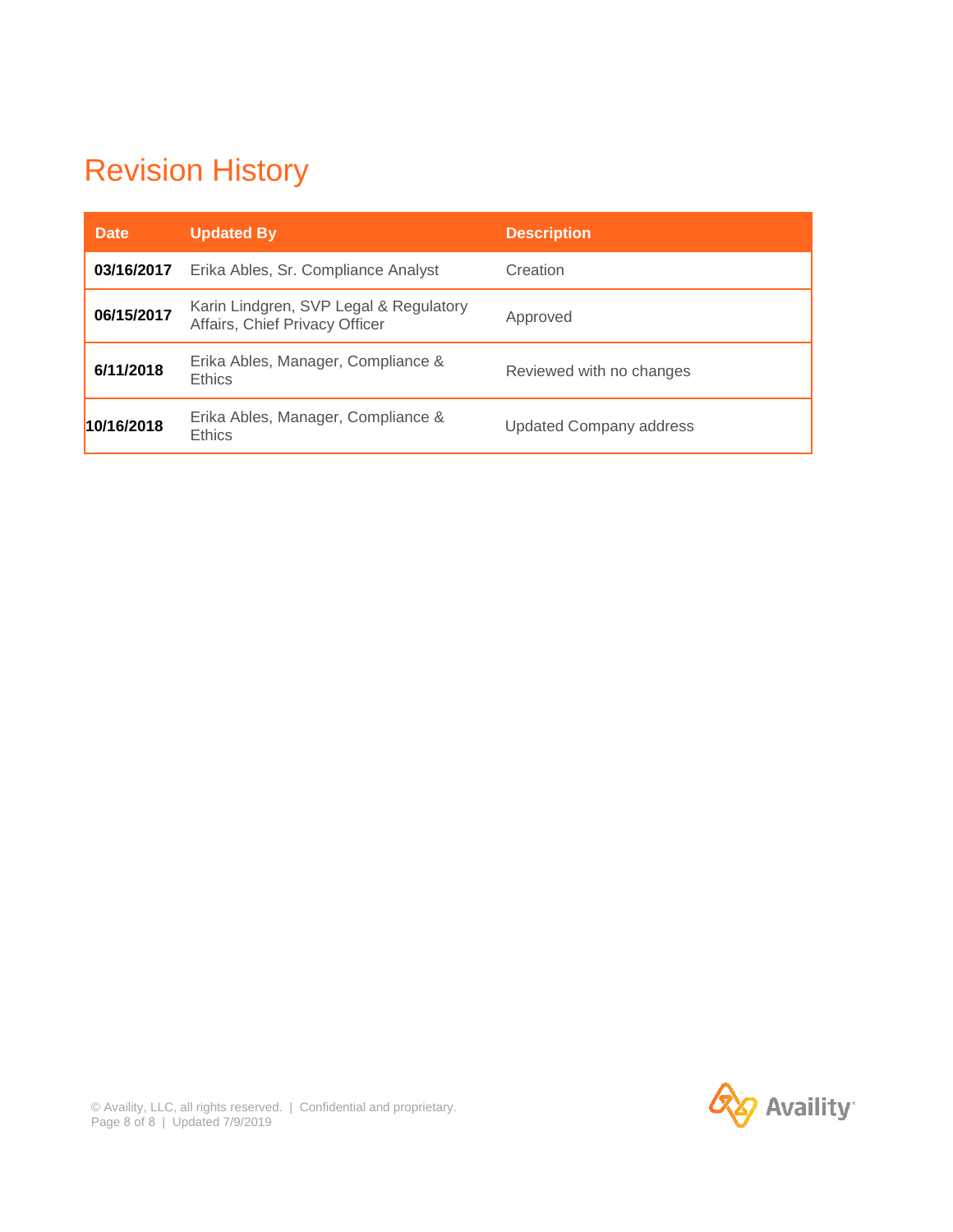# Revision History

| Date | Updated By | Description |
| --- | --- | --- |
| **03/16/2017** | Erika Ables, Sr. Compliance Analyst | Creation |
| **06/15/2017** | Karin Lindgren, SVP Legal & Regulatory Affairs, Chief Privacy Officer | Approved |
| **6/11/2018** | Erika Ables, Manager, Compliance & Ethics | Reviewed with no changes |
| **10/16/2018** | Erika Ables, Manager, Compliance & Ethics | Updated Company address |